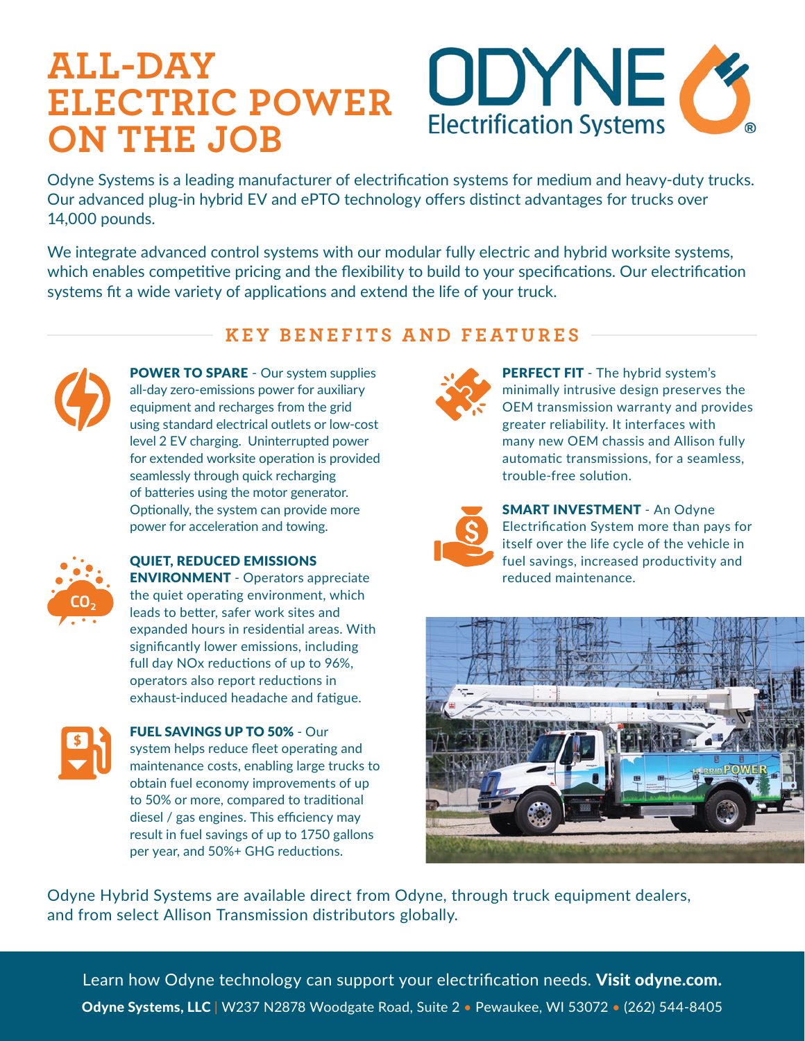# ALL-DAY ELECTRIC POWER ON THE JOB

**ODYNE Electrification Systems®**

Odyne Systems is a leading manufacturer of electrification systems for medium and heavy-duty trucks. Our advanced plug-in hybrid EV and ePTO technology offers distinct advantages for trucks over 14,000 pounds.

We integrate advanced control systems with our modular fully electric and hybrid worksite systems, which enables competitive pricing and the flexibility to build to your specifications. Our electrification systems fit a wide variety of applications and extend the life of your truck.

## KEY BENEFITS AND FEATURES

**POWER TO SPARE** - Our system supplies all-day zero-emissions power for auxiliary equipment and recharges from the grid using standard electrical outlets or low-cost level 2 EV charging. Uninterrupted power for extended worksite operation is provided seamlessly through quick recharging of batteries using the motor generator. Optionally, the system can provide more power for acceleration and towing.

**QUIET, REDUCED EMISSIONS ENVIRONMENT** - Operators appreciate the quiet operating environment, which leads to better, safer work sites and expanded hours in residential areas. With significantly lower emissions, including full day NOx reductions of up to 96%, operators also report reductions in exhaust-induced headache and fatigue.

**FUEL SAVINGS UP TO 50%** - Our system helps reduce fleet operating and maintenance costs, enabling large trucks to obtain fuel economy improvements of up to 50% or more, compared to traditional diesel / gas engines. This efficiency may result in fuel savings of up to 1750 gallons per year, and 50%+ GHG reductions.

**PERFECT FIT** - The hybrid system's minimally intrusive design preserves the OEM transmission warranty and provides greater reliability. It interfaces with many new OEM chassis and Allison fully automatic transmissions, for a seamless, trouble-free solution.

**SMART INVESTMENT** - An Odyne Electrification System more than pays for itself over the life cycle of the vehicle in fuel savings, increased productivity and reduced maintenance.

Odyne Hybrid Systems are available direct from Odyne, through truck equipment dealers, and from select Allison Transmission distributors globally.

Learn how Odyne technology can support your electrification needs. **Visit odyne.com.**

**Odyne Systems, LLC** | W237 N2878 Woodgate Road, Suite 2 • Pewaukee, WI 53072 • (262) 544-8405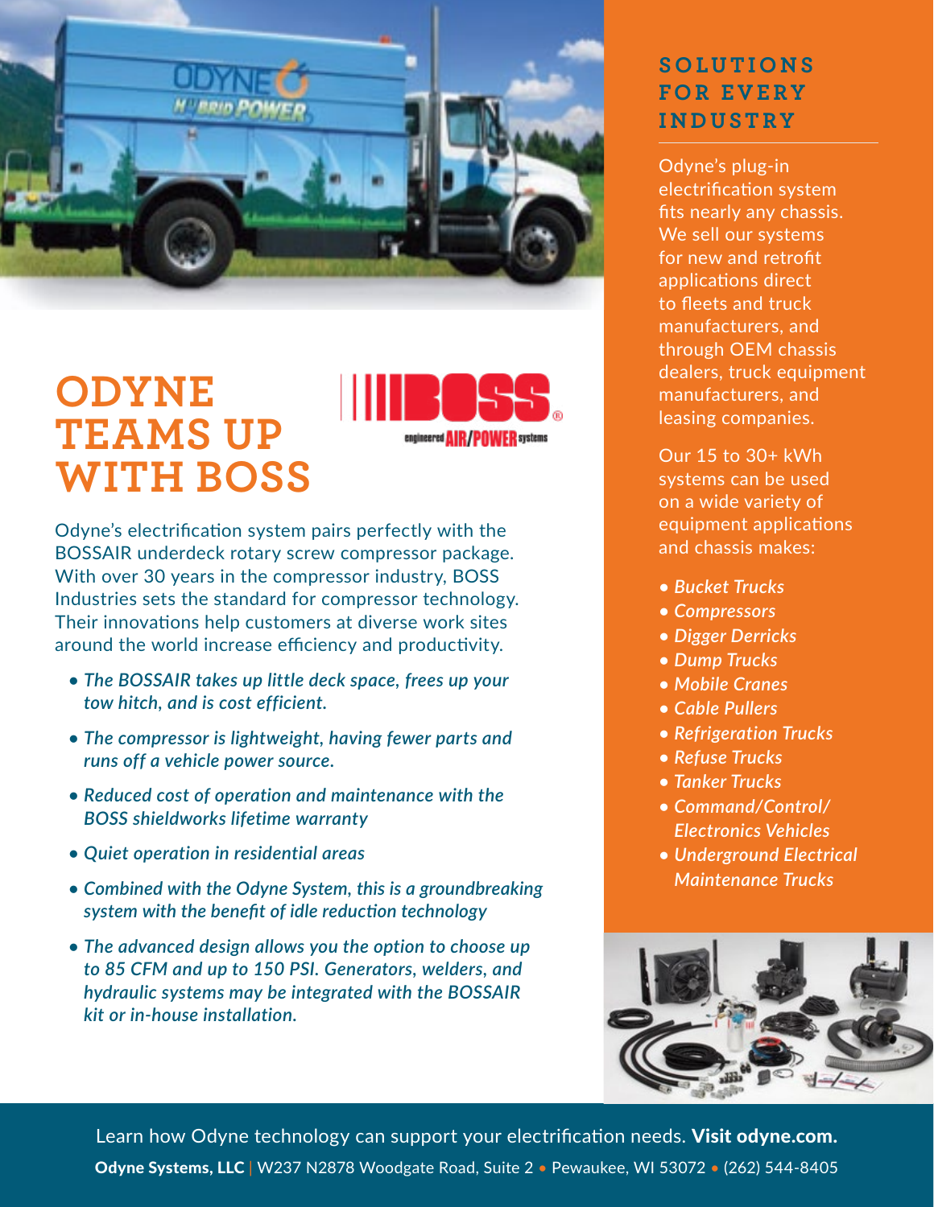# ODYNE TEAMS UP WITH BOSS

Odyne's electrification system pairs perfectly with the BOSSAIR underdeck rotary screw compressor package. With over 30 years in the compressor industry, BOSS Industries sets the standard for compressor technology. Their innovations help customers at diverse work sites around the world increase efficiency and productivity.

- *The BOSSAIR takes up little deck space, frees up your tow hitch, and is cost efficient.*
- *The compressor is lightweight, having fewer parts and runs off a vehicle power source.*
- *Reduced cost of operation and maintenance with the BOSS shieldworks lifetime warranty*
- *Quiet operation in residential areas*
- *Combined with the Odyne System, this is a groundbreaking system with the benefit of idle reduction technology*
- *The advanced design allows you the option to choose up to 85 CFM and up to 150 PSI. Generators, welders, and hydraulic systems may be integrated with the BOSSAIR kit or in-house installation.*

## SOLUTIONS FOR EVERY INDUSTRY

Odyne's plug-in electrification system fits nearly any chassis. We sell our systems for new and retrofit applications direct to fleets and truck manufacturers, and through OEM chassis dealers, truck equipment manufacturers, and leasing companies.

Our 15 to 30+ kWh systems can be used on a wide variety of equipment applications and chassis makes:

- *Bucket Trucks*
- *Compressors*
- *Digger Derricks*
- *Dump Trucks*
- *Mobile Cranes*
- *Cable Pullers*
- *Refrigeration Trucks*
- *Refuse Trucks*
- *Tanker Trucks*
- *Command/Control/ Electronics Vehicles*
- *Underground Electrical Maintenance Trucks*

Learn how Odyne technology can support your electrification needs. **Visit odyne.com.**

**Odyne Systems, LLC** | W237 N2878 Woodgate Road, Suite 2 • Pewaukee, WI 53072 • (262) 544-8405